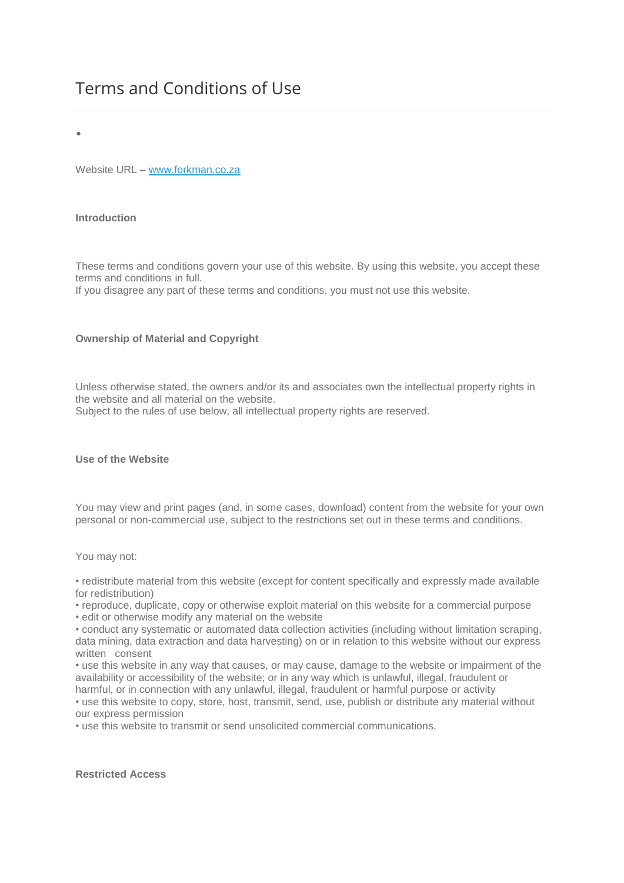# Terms and Conditions of Use

•

Website URL – [www.forkman.co.za](www.forkman.co.za)

**Introduction**

These terms and conditions govern your use of this website. By using this website, you accept these terms and conditions in full.
If you disagree any part of these terms and conditions, you must not use this website.

**Ownership of Material and Copyright**

Unless otherwise stated, the owners and/or its and associates own the intellectual property rights in the website and all material on the website.
Subject to the rules of use below, all intellectual property rights are reserved.

**Use of the Website**

You may view and print pages (and, in some cases, download) content from the website for your own personal or non-commercial use, subject to the restrictions set out in these terms and conditions.

You may not:

• redistribute material from this website (except for content specifically and expressly made available for redistribution)
• reproduce, duplicate, copy or otherwise exploit material on this website for a commercial purpose
• edit or otherwise modify any material on the website
• conduct any systematic or automated data collection activities (including without limitation scraping, data mining, data extraction and data harvesting) on or in relation to this website without our express written consent
• use this website in any way that causes, or may cause, damage to the website or impairment of the availability or accessibility of the website; or in any way which is unlawful, illegal, fraudulent or harmful, or in connection with any unlawful, illegal, fraudulent or harmful purpose or activity
• use this website to copy, store, host, transmit, send, use, publish or distribute any material without our express permission
• use this website to transmit or send unsolicited commercial communications.

**Restricted Access**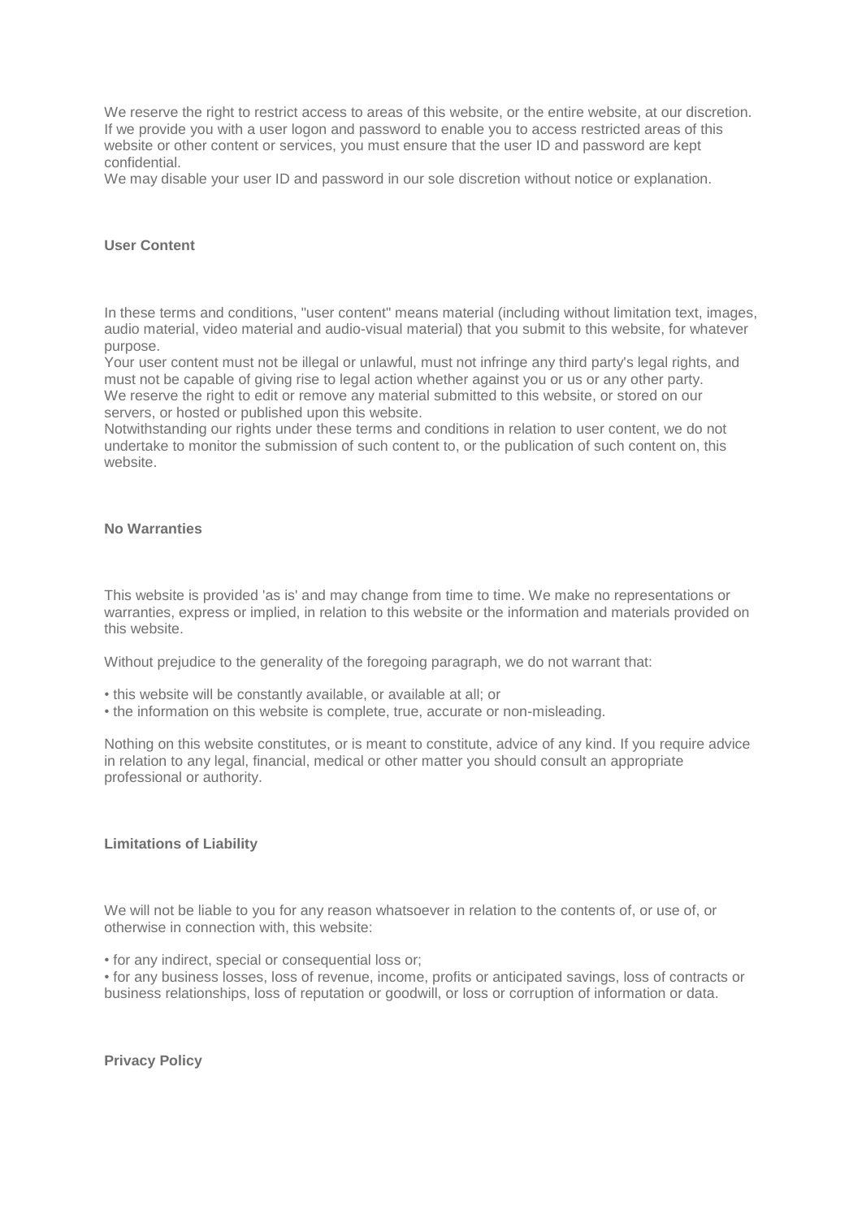We reserve the right to restrict access to areas of this website, or the entire website, at our discretion. If we provide you with a user logon and password to enable you to access restricted areas of this website or other content or services, you must ensure that the user ID and password are kept confidential.

We may disable your user ID and password in our sole discretion without notice or explanation.

**User Content**

In these terms and conditions, "user content" means material (including without limitation text, images, audio material, video material and audio-visual material) that you submit to this website, for whatever purpose.

Your user content must not be illegal or unlawful, must not infringe any third party's legal rights, and must not be capable of giving rise to legal action whether against you or us or any other party.

We reserve the right to edit or remove any material submitted to this website, or stored on our servers, or hosted or published upon this website.

Notwithstanding our rights under these terms and conditions in relation to user content, we do not undertake to monitor the submission of such content to, or the publication of such content on, this website.

**No Warranties**

This website is provided 'as is' and may change from time to time. We make no representations or warranties, express or implied, in relation to this website or the information and materials provided on this website.

Without prejudice to the generality of the foregoing paragraph, we do not warrant that:

- this website will be constantly available, or available at all; or
- the information on this website is complete, true, accurate or non-misleading.

Nothing on this website constitutes, or is meant to constitute, advice of any kind. If you require advice in relation to any legal, financial, medical or other matter you should consult an appropriate professional or authority.

**Limitations of Liability**

We will not be liable to you for any reason whatsoever in relation to the contents of, or use of, or otherwise in connection with, this website:

- for any indirect, special or consequential loss or;
- for any business losses, loss of revenue, income, profits or anticipated savings, loss of contracts or business relationships, loss of reputation or goodwill, or loss or corruption of information or data.

**Privacy Policy**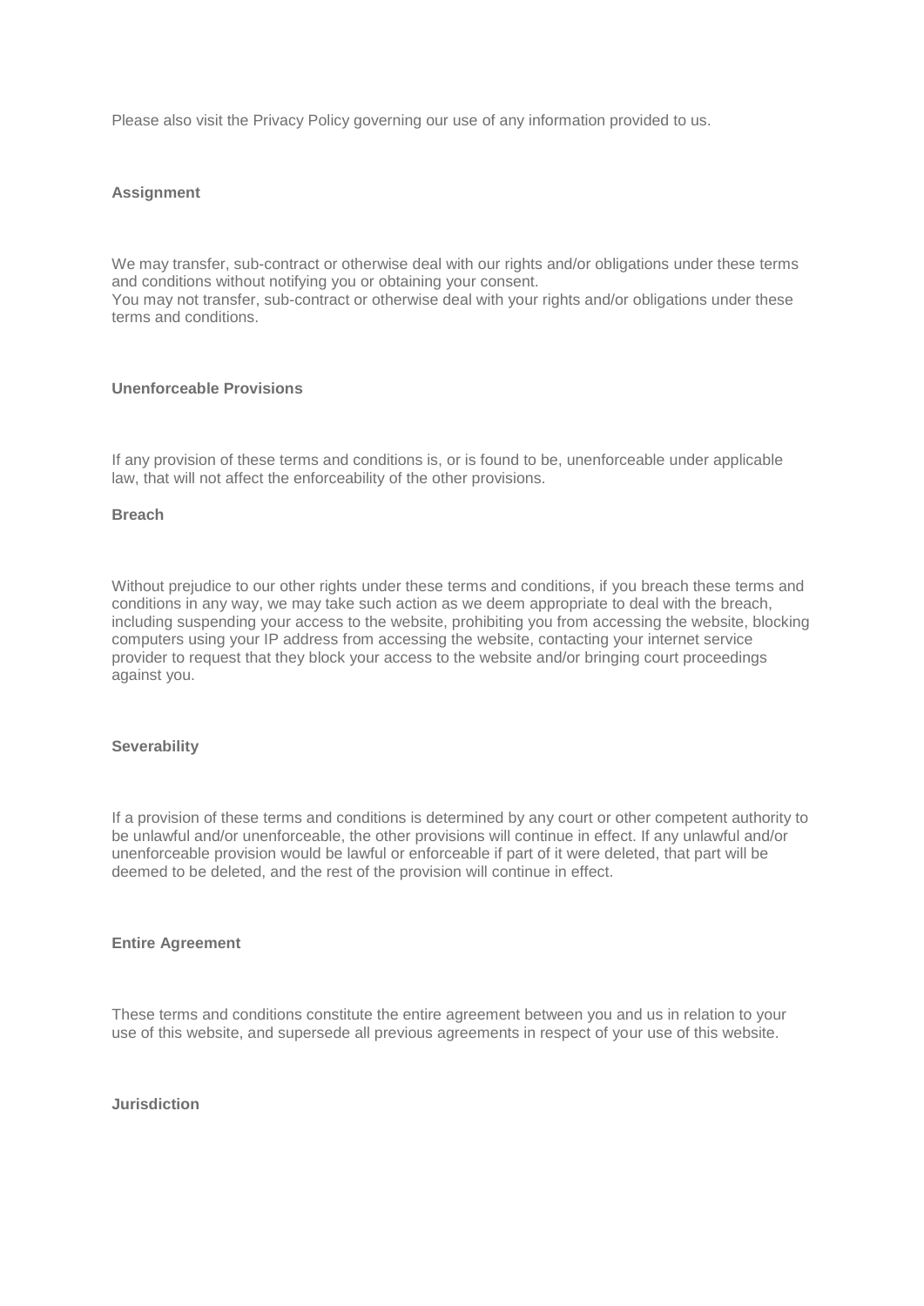Please also visit the Privacy Policy governing our use of any information provided to us.

**Assignment**

We may transfer, sub-contract or otherwise deal with our rights and/or obligations under these terms and conditions without notifying you or obtaining your consent.
You may not transfer, sub-contract or otherwise deal with your rights and/or obligations under these terms and conditions.

**Unenforceable Provisions**

If any provision of these terms and conditions is, or is found to be, unenforceable under applicable law, that will not affect the enforceability of the other provisions.

**Breach**

Without prejudice to our other rights under these terms and conditions, if you breach these terms and conditions in any way, we may take such action as we deem appropriate to deal with the breach, including suspending your access to the website, prohibiting you from accessing the website, blocking computers using your IP address from accessing the website, contacting your internet service provider to request that they block your access to the website and/or bringing court proceedings against you.

**Severability**

If a provision of these terms and conditions is determined by any court or other competent authority to be unlawful and/or unenforceable, the other provisions will continue in effect. If any unlawful and/or unenforceable provision would be lawful or enforceable if part of it were deleted, that part will be deemed to be deleted, and the rest of the provision will continue in effect.

**Entire Agreement**

These terms and conditions constitute the entire agreement between you and us in relation to your use of this website, and supersede all previous agreements in respect of your use of this website.

**Jurisdiction**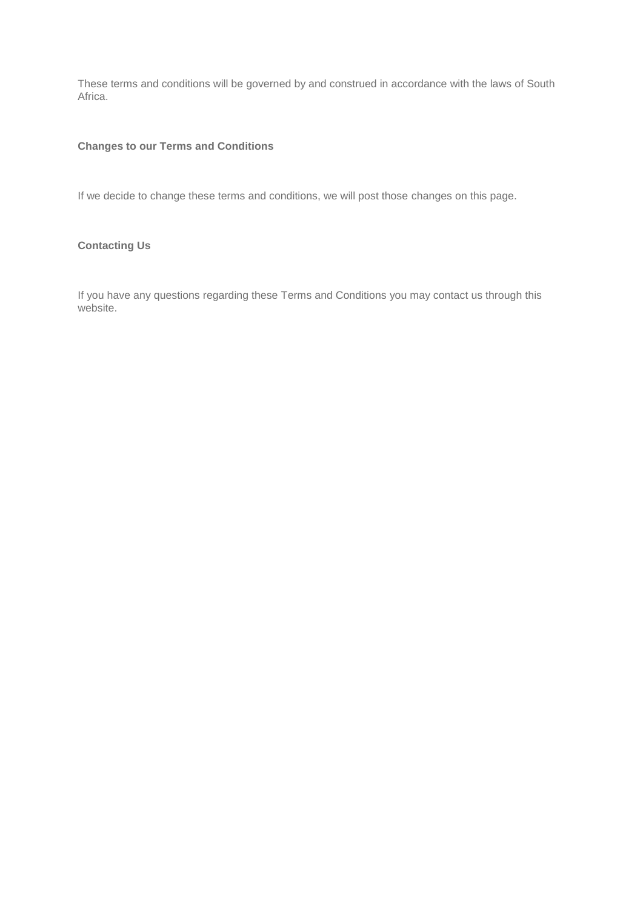These terms and conditions will be governed by and construed in accordance with the laws of South Africa.

**Changes to our Terms and Conditions**

If we decide to change these terms and conditions, we will post those changes on this page.

**Contacting Us**

If you have any questions regarding these Terms and Conditions you may contact us through this website.